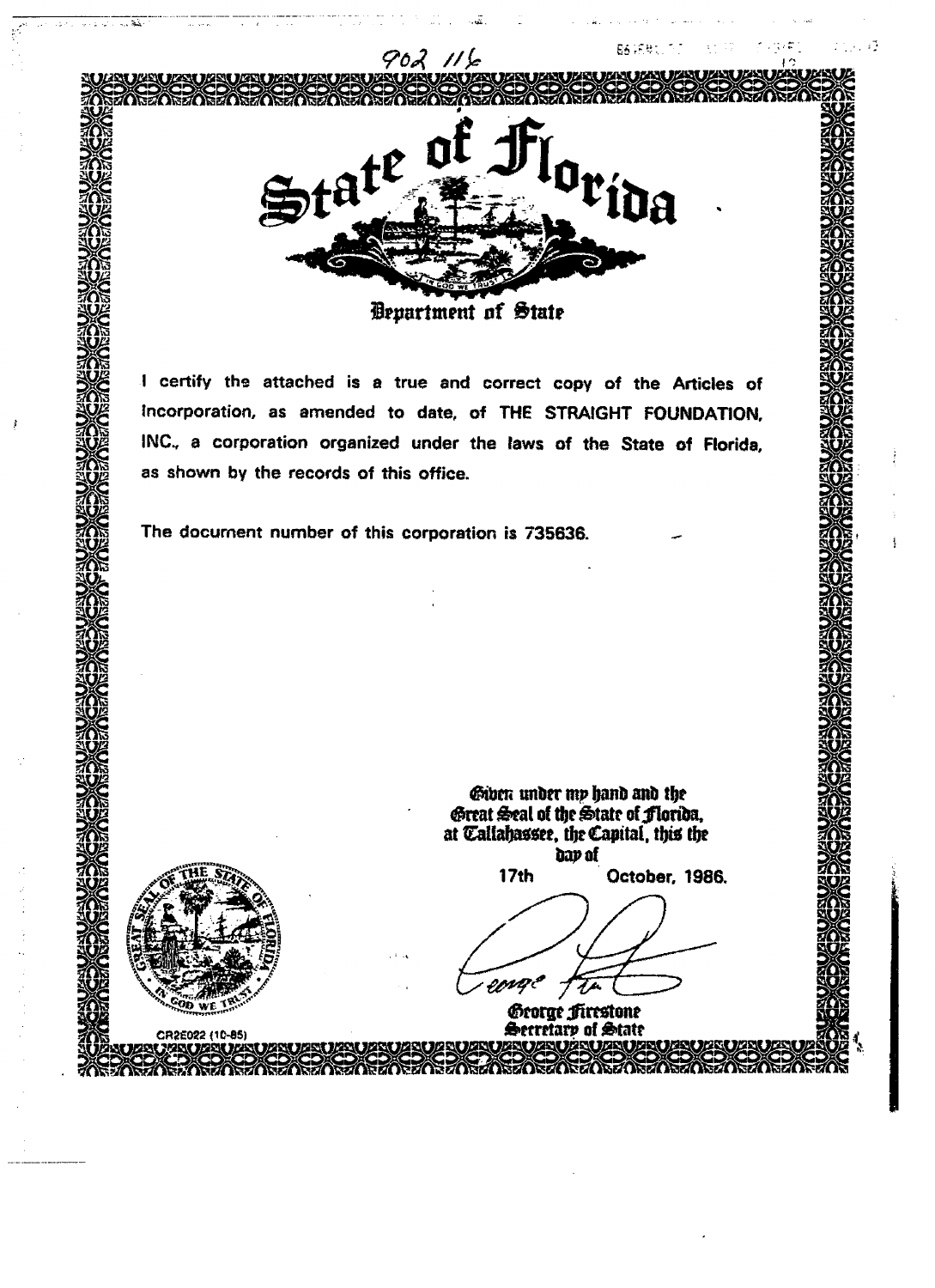902 116

# State of Florida

## Department of State

I certify the attached is a true and correct copy of the Articles of Incorporation, as amended to date, of THE STRAIGHT FOUNDATION, INC., a corporation organized under the laws of the State of Florida, as shown by the records of this office.

The document number of this corporation is 735636.

Given under my hand and the Great Seal of the State of Florida, at Tallahassee, the Capital, this the day of 17th October, 1986.

George Firestone
Secretary of State

CR2E022 (10-85)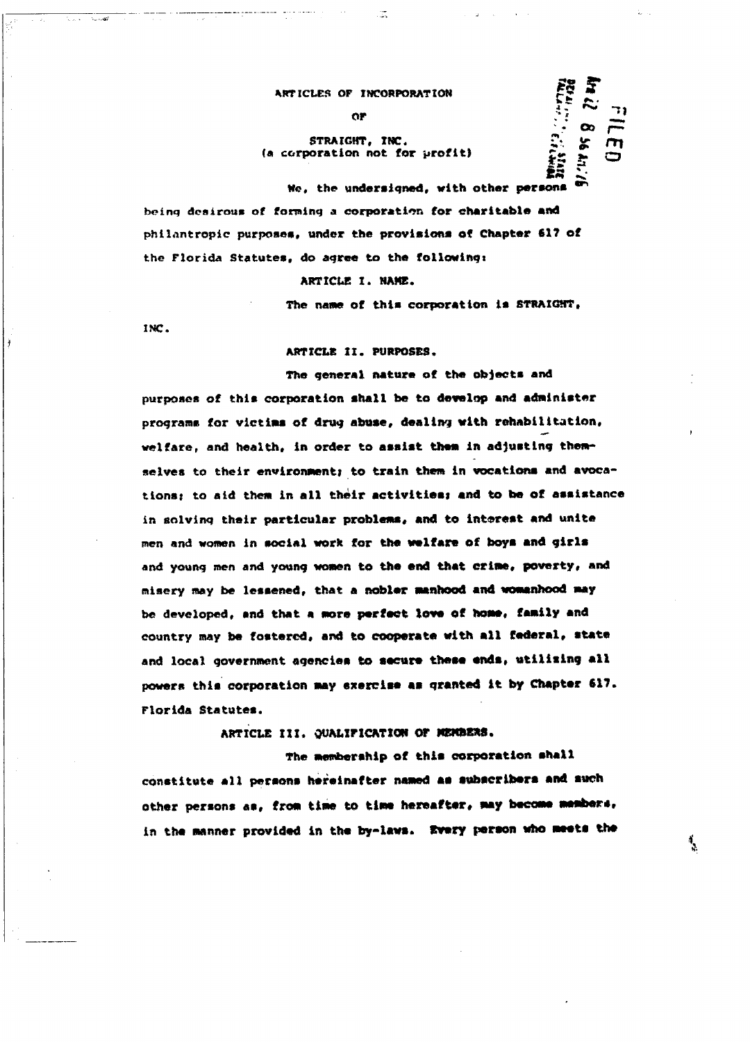# ARTICLES OF INCORPORATION

OF

STRAIGHT, INC.
(a corporation not for profit)

FILED

We, the undersigned, with other persons being desirous of forming a corporation for charitable and philantropic purposes, under the provisions of Chapter 617 of the Florida Statutes, do agree to the following:

## ARTICLE I. NAME.

The name of this corporation is STRAIGHT, INC.

## ARTICLE II. PURPOSES.

The general nature of the objects and purposes of this corporation shall be to develop and administer programs for victims of drug abuse, dealing with rehabilitation, welfare, and health, in order to assist them in adjusting themselves to their environment; to train them in vocations and avocations; to aid them in all their activities; and to be of assistance in solving their particular problems, and to interest and unite men and women in social work for the welfare of boys and girls and young men and young women to the end that crime, poverty, and misery may be lessened, that a nobler manhood and womanhood may be developed, and that a more perfect love of home, family and country may be fostered, and to cooperate with all federal, state and local government agencies to secure these ends, utilizing all powers this corporation may exercise as granted it by Chapter 617. Florida Statutes.

## ARTICLE III. QUALIFICATION OF MEMBERS.

The membership of this corporation shall constitute all persons hereinafter named as subscribers and such other persons as, from time to time hereafter, may become members, in the manner provided in the by-laws. Every person who meets the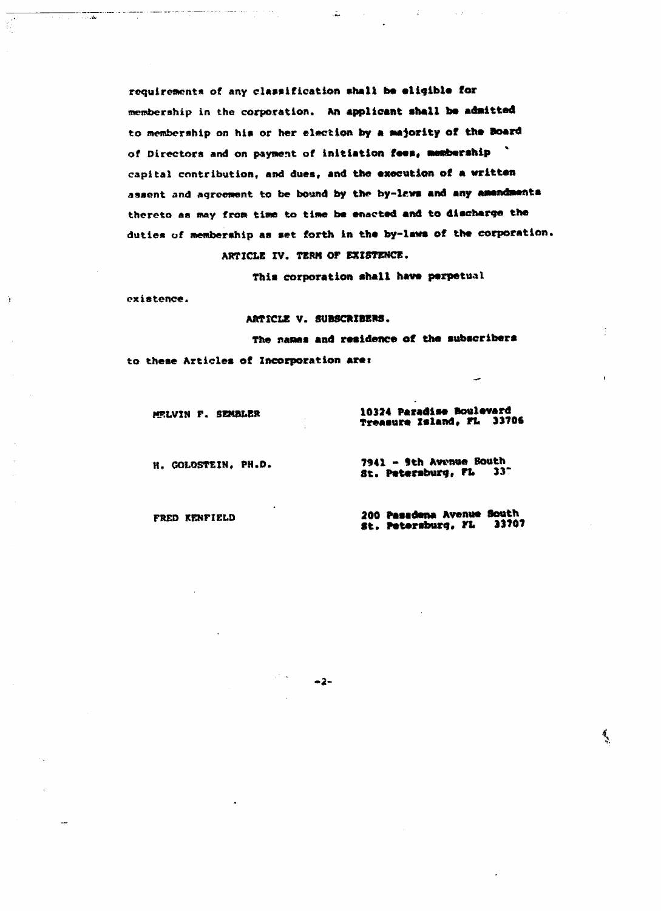requirements of any classification shall be eligible for membership in the corporation. An applicant shall be admitted to membership on his or her election by a majority of the Board of Directors and on payment of initiation fees, membership capital contribution, and dues, and the execution of a written assent and agreement to be bound by the by-laws and any amendments thereto as may from time to time be enacted and to discharge the duties of membership as set forth in the by-laws of the corporation.

ARTICLE IV. TERM OF EXISTENCE.

This corporation shall have perpetual existence.

ARTICLE V. SUBSCRIBERS.

The names and residence of the subscribers to these Articles of Incorporation are:

| | |
|---|---|
| MELVIN F. SEMBLER | 10324 Paradise Boulevard<br>Treasure Island, FL 33706 |
| H. GOLDSTEIN, PH.D. | 7941 - 9th Avenue South<br>St. Petersburg, FL 33 |
| FRED KENFIELD | 200 Pasadena Avenue South<br>St. Petersburg, FL 33707 |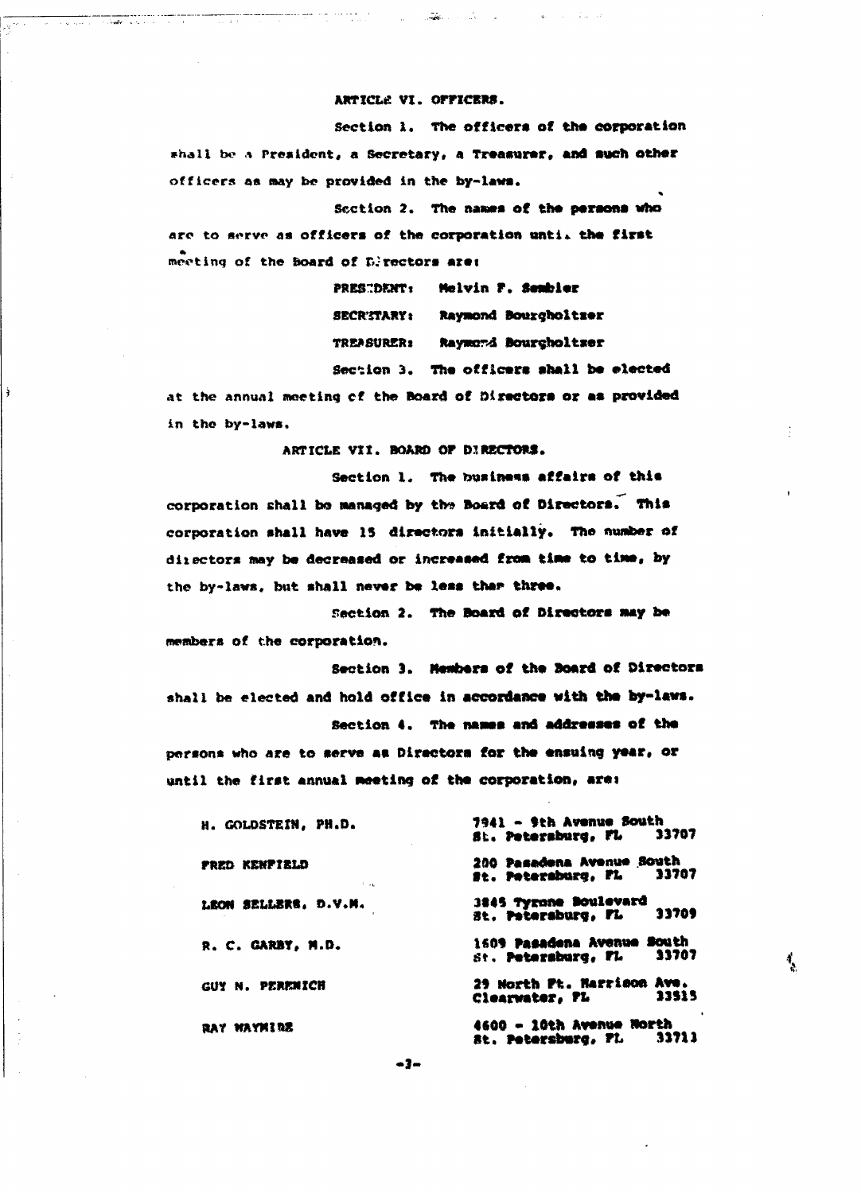ARTICLE VI. OFFICERS.

Section 1. The officers of the corporation shall be a President, a Secretary, a Treasurer, and such other officers as may be provided in the by-laws.

Section 2. The names of the persons who are to serve as officers of the corporation until the first meeting of the Board of Directors are:

PRESIDENT: Melvin F. Sembler

SECRETARY: Raymond Bourgholtzer

TREASURER: Raymond Bourgholtzer

Section 3. The officers shall be elected at the annual meeting of the Board of Directors or as provided in the by-laws.

ARTICLE VII. BOARD OF DIRECTORS.

Section 1. The business affairs of this corporation shall be managed by the Board of Directors. This corporation shall have 15 directors initially. The number of directors may be decreased or increased from time to time, by the by-laws, but shall never be less than three.

Section 2. The Board of Directors may be members of the corporation.

Section 3. Members of the Board of Directors shall be elected and hold office in accordance with the by-laws.

Section 4. The names and addresses of the persons who are to serve as Directors for the ensuing year, or until the first annual meeting of the corporation, are:

| | |
|---|---|
| H. GOLDSTEIN, PH.D. | 7941 - 9th Avenue South St. Petersburg, FL 33707 |
| FRED KENFIELD | 200 Pasadena Avenue South St. Petersburg, FL 33707 |
| LEON SELLERS, D.V.M. | 3845 Tyrone Boulevard St. Petersburg, FL 33709 |
| R. C. GARBY, M.D. | 1609 Pasadena Avenue South St. Petersburg, FL 33707 |
| GUY N. PERENICH | 29 North Ft. Harrison Ave. Clearwater, FL 33515 |
| RAY WAYMIRE | 4600 - 10th Avenue North St. Petersburg, FL 33713 |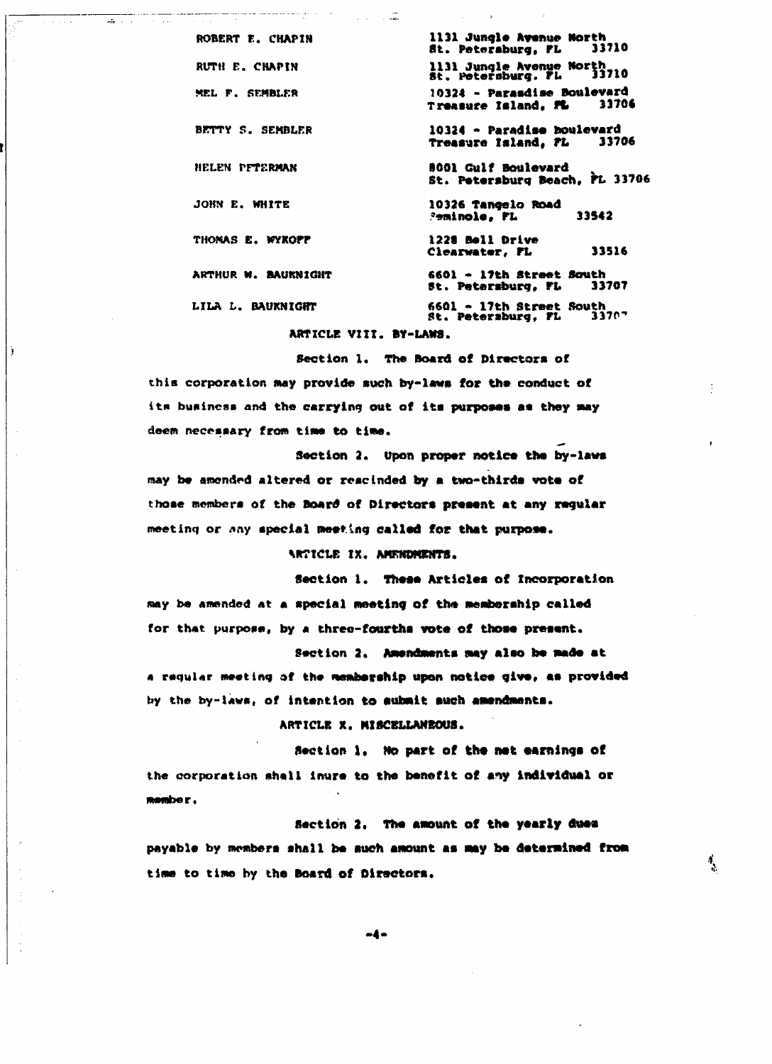| | |
|---|---|
| ROBERT E. CHAPIN | 1131 Jungle Avenue North St. Petersburg, FL 33710 |
| RUTH E. CHAPIN | 1131 Jungle Avenue North St. Petersburg, FL 33710 |
| MEL F. SEMBLER | 10324 - Paradise Boulevard Treasure Island, FL 33706 |
| BETTY S. SEMBLER | 10324 - Paradise Boulevard Treasure Island, FL 33706 |
| HELEN PETERMAN | 8001 Gulf Boulevard St. Petersburg Beach, FL 33706 |
| JOHN E. WHITE | 10326 Tangelo Road Seminole, FL 33542 |
| THOMAS E. WYKOFF | 1228 Bell Drive Clearwater, FL 33516 |
| ARTHUR W. BAUKNIGHT | 6601 - 17th Street South St. Petersburg, FL 33707 |
| LILA L. BAUKNIGHT | 6601 - 17th Street South St. Petersburg, FL 33707 |

ARTICLE VIII. BY-LAWS.

Section 1. The Board of Directors of this corporation may provide such by-laws for the conduct of its business and the carrying out of its purposes as they may deem necessary from time to time.

Section 2. Upon proper notice the by-laws may be amended altered or rescinded by a two-thirds vote of those members of the Board of Directors present at any regular meeting or any special meeting called for that purpose.

ARTICLE IX. AMENDMENTS.

Section 1. These Articles of Incorporation may be amended at a special meeting of the membership called for that purpose, by a three-fourths vote of those present.

Section 2. Amendments may also be made at a regular meeting of the membership upon notice give, as provided by the by-laws, of intention to submit such amendments.

ARTICLE X. MISCELLANEOUS.

Section 1. No part of the net earnings of the corporation shall inure to the benefit of any individual or member.

Section 2. The amount of the yearly dues payable by members shall be such amount as may be determined from time to time by the Board of Directors.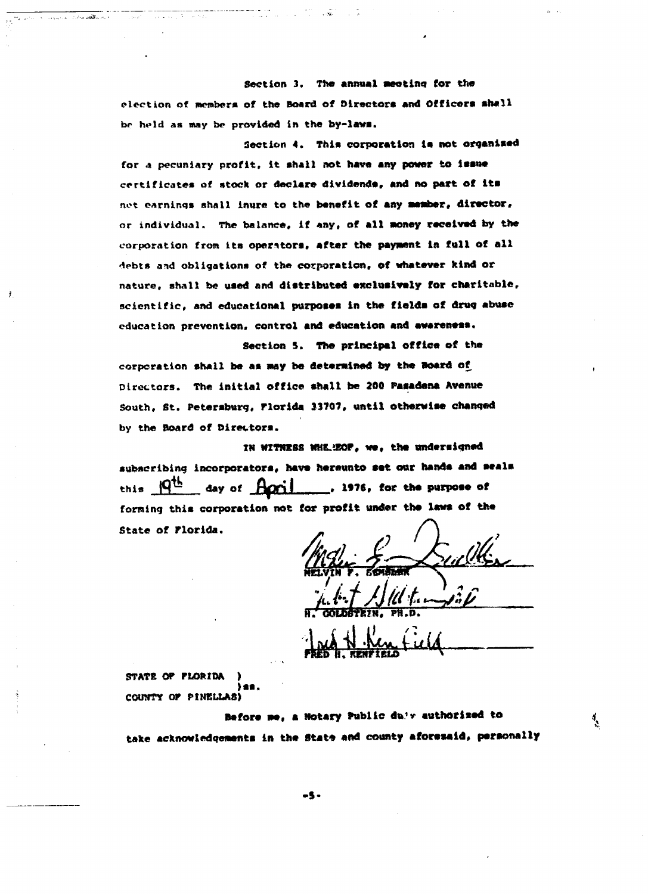Section 3. The annual meeting for the election of members of the Board of Directors and Officers shall be held as may be provided in the by-laws.

Section 4. This corporation is not organized for a pecuniary profit, it shall not have any power to issue certificates of stock or declare dividends, and no part of its net earnings shall inure to the benefit of any member, director, or individual. The balance, if any, of all money received by the corporation from its operators, after the payment in full of all debts and obligations of the corporation, of whatever kind or nature, shall be used and distributed exclusively for charitable, scientific, and educational purposes in the fields of drug abuse education prevention, control and education and awareness.

Section 5. The principal office of the corporation shall be as may be determined by the Board of Directors. The initial office shall be 200 Pasadena Avenue South, St. Petersburg, Florida 33707, until otherwise changed by the Board of Directors.

IN WITNESS WHEREOF, we, the undersigned subscribing incorporators, have hereunto set our hands and seals this 19th day of April, 1976, for the purpose of forming this corporation not for profit under the laws of the State of Florida.

MELVIN F. SEMBLER

H. GOLDSTEIN, PH.D.

FRED H. KENFIELD

STATE OF FLORIDA )
)ss.
COUNTY OF PINELLAS)

Before me, a Notary Public duly authorized to take acknowledgements in the State and county aforesaid, personally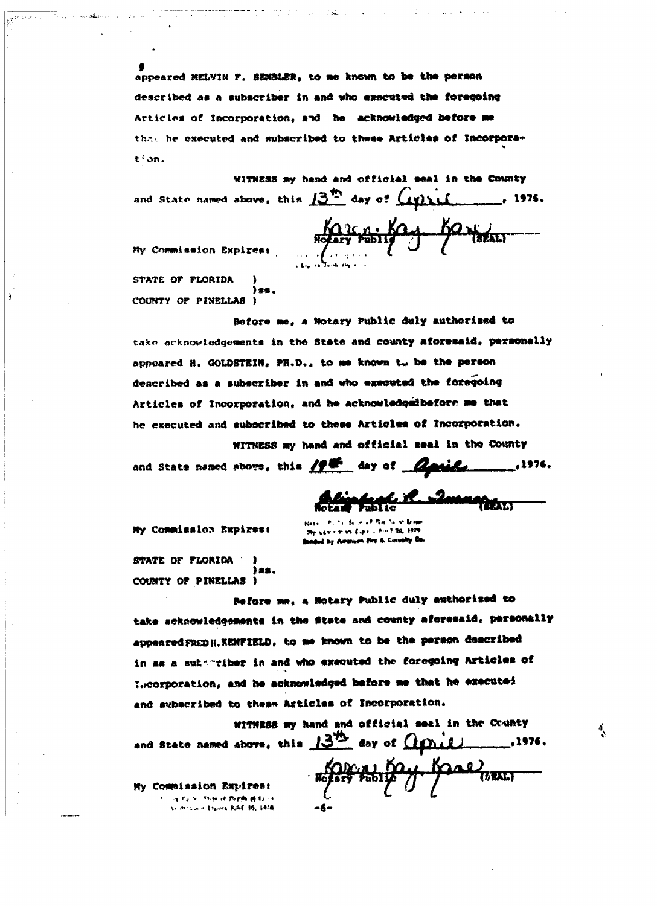appeared MELVIN F. SEMBLER, to me known to be the person described as a subscriber in and who executed the foregoing Articles of Incorporation, and he acknowledged before me that he executed and subscribed to these Articles of Incorporation.

WITNESS my hand and official seal in the County and State named above, this 13th day of April, 1976.

Karen Kay Kane
Notary Public (SEAL)

My Commission Expires:

STATE OF FLORIDA )
)ss.
COUNTY OF PINELLAS )

Before me, a Notary Public duly authorized to take acknowledgements in the State and county aforesaid, personally appeared H. GOLDSTEIN, PH.D., to me known to be the person described as a subscriber in and who executed the foregoing Articles of Incorporation, and he acknowledged before me that he executed and subscribed to these Articles of Incorporation.

WITNESS my hand and official seal in the County and State named above, this 19th day of April, 1976.

Notary Public (SEAL)

My Commission Expires:

Notary Public, State of Florida at Large
My Commission Expires April 30, 1979
Bonded by American Fire & Casualty Co.

STATE OF FLORIDA )
)ss.
COUNTY OF PINELLAS )

Before me, a Notary Public duly authorized to take acknowledgements in the State and county aforesaid, personally appeared FRED H. KENFIELD, to me known to be the person described in as a subscriber in and who executed the foregoing Articles of Incorporation, and he acknowledged before me that he executed and subscribed to these Articles of Incorporation.

WITNESS my hand and official seal in the County and State named above, this 13th day of April, 1976.

Karen Kay Kane
Notary Public (SEAL)

My Commission Expires:
Notary Public, State of Florida at Large
My Commission Expires JUNE 16, 1978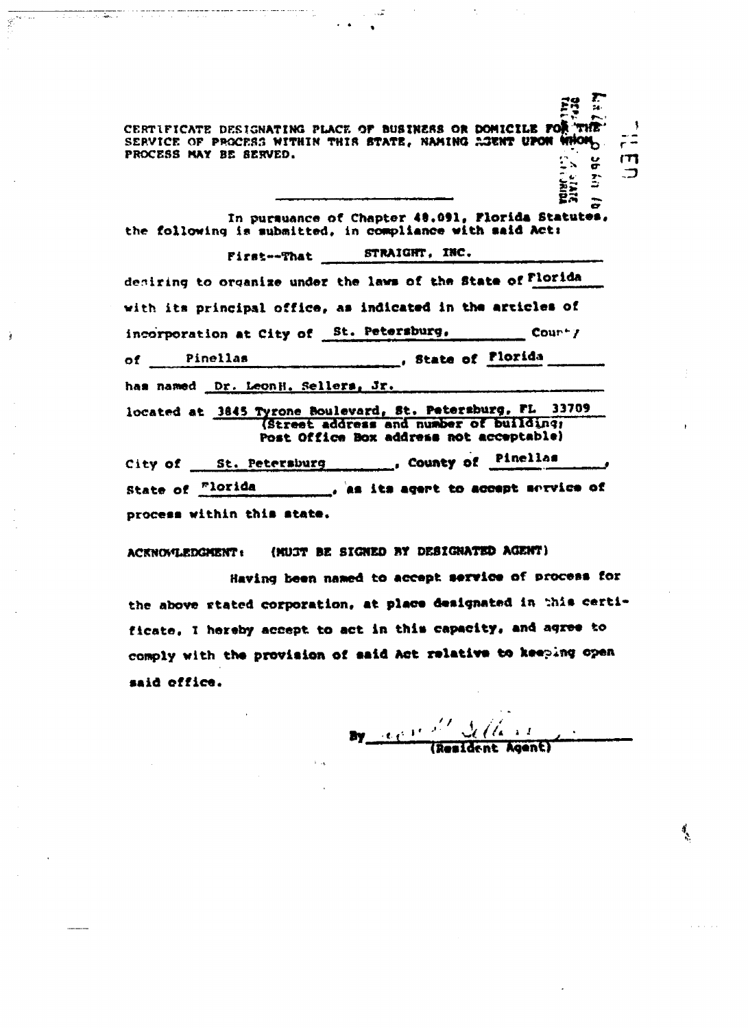CERTIFICATE DESIGNATING PLACE OF BUSINESS OR DOMICILE FOR THE SERVICE OF PROCESS WITHIN THIS STATE, NAMING AGENT UPON WHOM PROCESS MAY BE SERVED.

In pursuance of Chapter 48.091, Florida Statutes, the following is submitted, in compliance with said Act:

First--That STRAIGHT, INC.

desiring to organize under the laws of the State of Florida with its principal office, as indicated in the articles of incorporation at City of St. Petersburg, County of Pinellas, State of Florida has named Dr. LeonH. Sellers, Jr. located at 3845 Tyrone Boulevard, St. Petersburg, FL 33709 (Street address and number of building; Post Office Box address not acceptable) City of St. Petersburg, County of Pinellas, State of Florida, as its agent to accept service of process within this state.

ACKNOWLEDGMENT: (MUST BE SIGNED BY DESIGNATED AGENT)

Having been named to accept service of process for the above stated corporation, at place designated in this certificate, I hereby accept to act in this capacity, and agree to comply with the provision of said Act relative to keeping open said office.

By ____________________
(Resident Agent)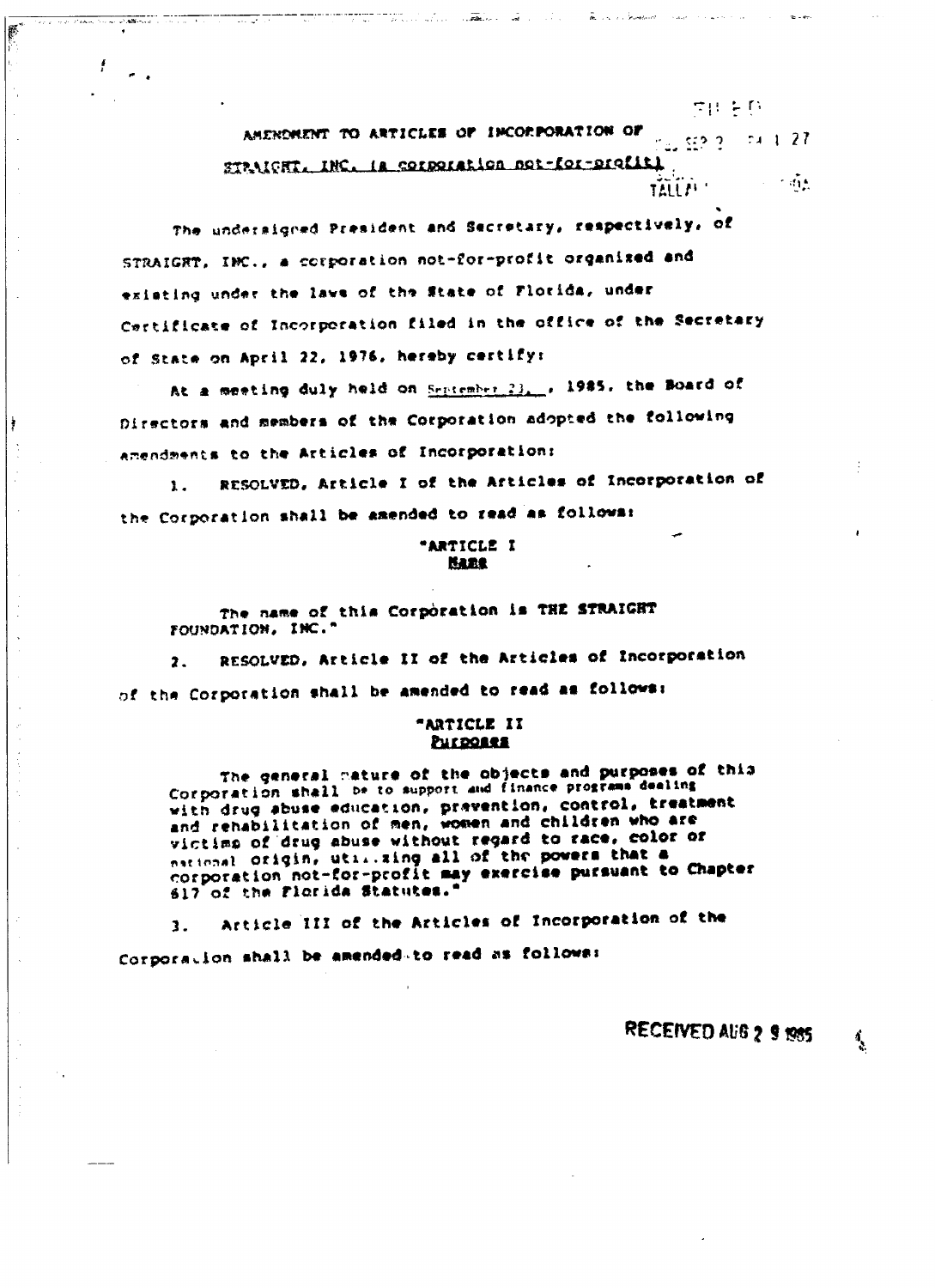FILED

AMENDMENT TO ARTICLES OF INCORPORATION OF

STRAIGHT, INC. (a corporation not-for-profit)

The undersigned President and Secretary, respectively, of STRAIGHT, INC., a corporation not-for-profit organized and existing under the laws of the State of Florida, under Certificate of Incorporation filed in the office of the Secretary of State on April 22, 1976, hereby certify:

At a meeting duly held on September 23, , 1985, the Board of Directors and members of the Corporation adopted the following amendments to the Articles of Incorporation:

1. RESOLVED, Article I of the Articles of Incorporation of the Corporation shall be amended to read as follows:

> "ARTICLE I
> Name
>
> The name of this Corporation is THE STRAIGHT FOUNDATION, INC."

2. RESOLVED, Article II of the Articles of Incorporation of the Corporation shall be amended to read as follows:

> "ARTICLE II
> Purposes
>
> The general nature of the objects and purposes of this Corporation shall be to support and finance programs dealing with drug abuse education, prevention, control, treatment and rehabilitation of men, women and children who are victims of drug abuse without regard to race, color or national origin, utilizing all of the powers that a corporation not-for-profit may exercise pursuant to Chapter 617 of the Florida Statutes."

3. Article III of the Articles of Incorporation of the Corporation shall be amended to read as follows:

RECEIVED AUG 2 9 1985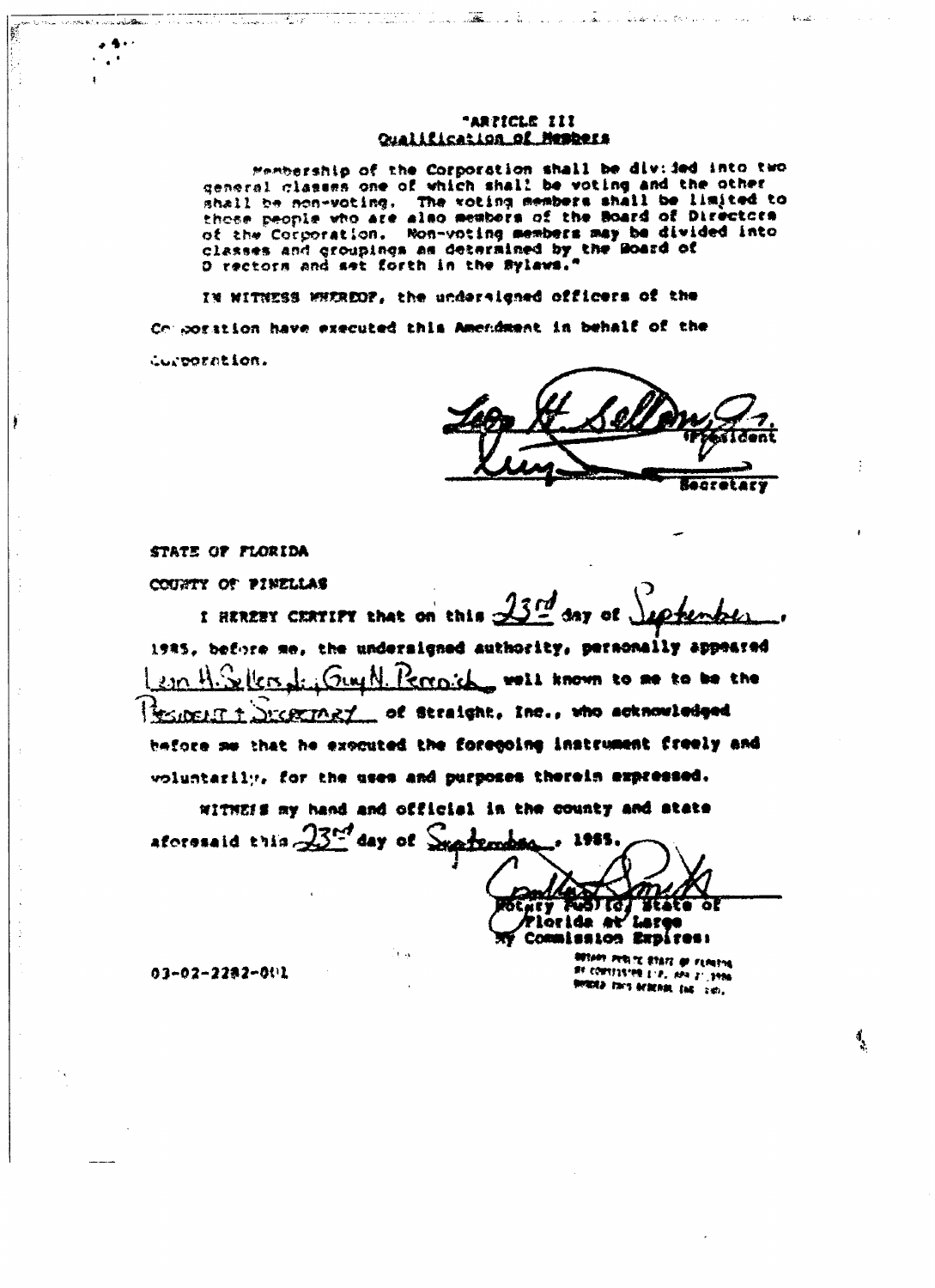"ARTICLE III
Qualification of Members

Membership of the Corporation shall be divided into two general classes one of which shall be voting and the other shall be non-voting. The voting members shall be limited to those people who are also members of the Board of Directors of the Corporation. Non-voting members may be divided into classes and groupings as determined by the Board of Directors and set forth in the Bylaws."

IN WITNESS WHEREOF, the undersigned officers of the Corporation have executed this Amendment in behalf of the Corporation.

Leon H. Sellers, Jr.
President

Guy
Secretary

STATE OF FLORIDA

COUNTY OF PINELLAS

I HEREBY CERTIFY that on this 23rd day of September, 1985, before me, the undersigned authority, personally appeared Leon H. Sellers, Jr., Guy N. Pecnick well known to me to be the President & Secretary of Straight, Inc., who acknowledged before me that he executed the foregoing instrument freely and voluntarily, for the uses and purposes therein expressed.

WITNESS my hand and official in the county and state aforesaid this 23rd day of September, 1985.

Notary Public, State of Florida at Large
My Commission Expires:

NOTARY PUBLIC STATE OF FLORIDA
MY COMMISSION EXP. APR 2, 1986
BONDED THRU GENERAL INS. UND.

03-02-2282-001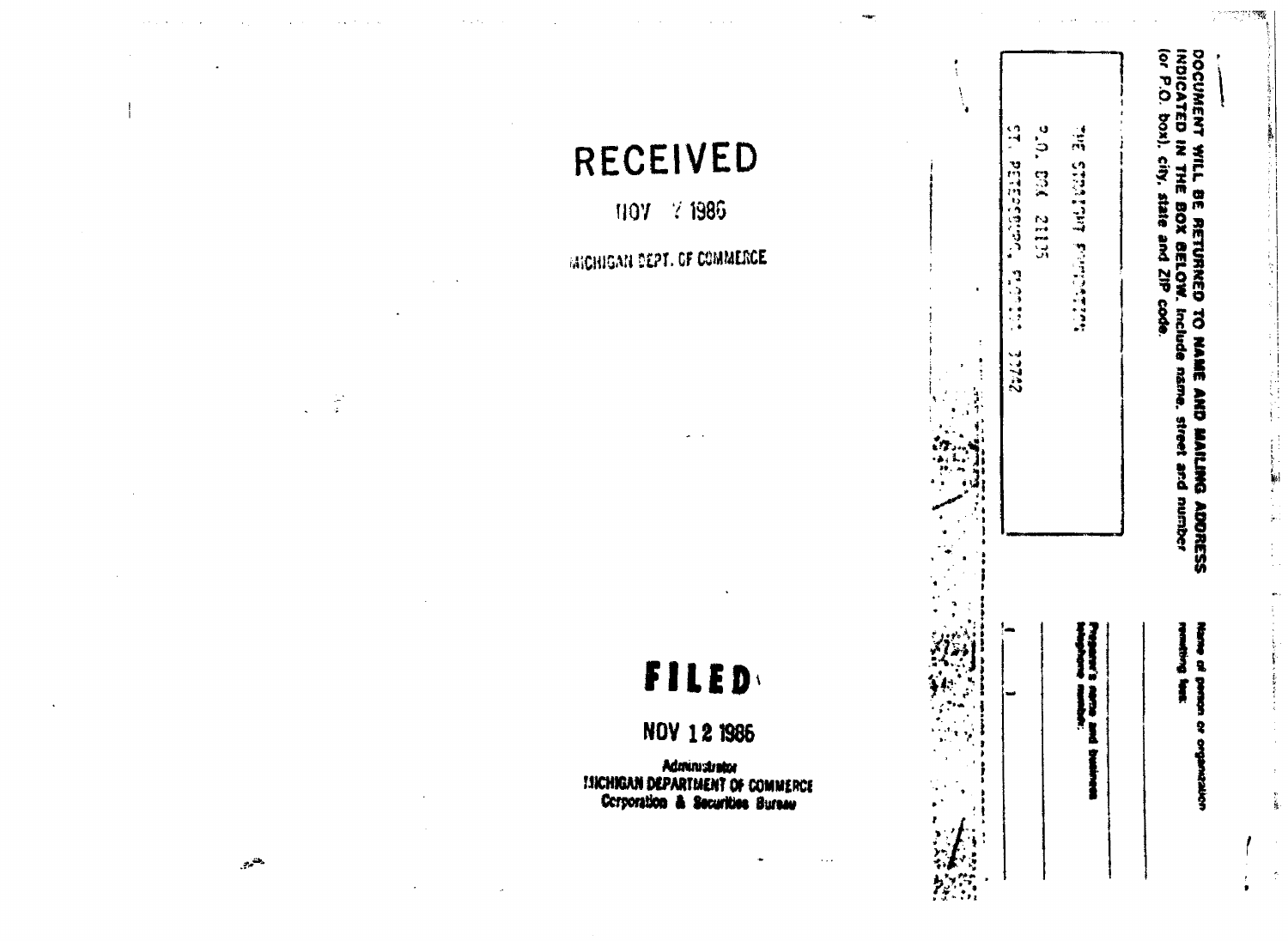DOCUMENT WILL BE RETURNED TO NAME AND MAILING ADDRESS INDICATED IN THE BOX BELOW. Include name, street and number (or P.O. box), city, state and ZIP code.

THE STRAIGHT CORPORATION
P.O. BOX 21135
ST. PETERSBURG, FLORIDA 33742

Name of person or organization remitting fees:

Preparer's name and business telephone number:

( )

RECEIVED

NOV 7 1986

MICHIGAN DEPT. OF COMMERCE

FILED

NOV 12 1986

Administrator
MICHIGAN DEPARTMENT OF COMMERCE
Corporation & Securities Bureau